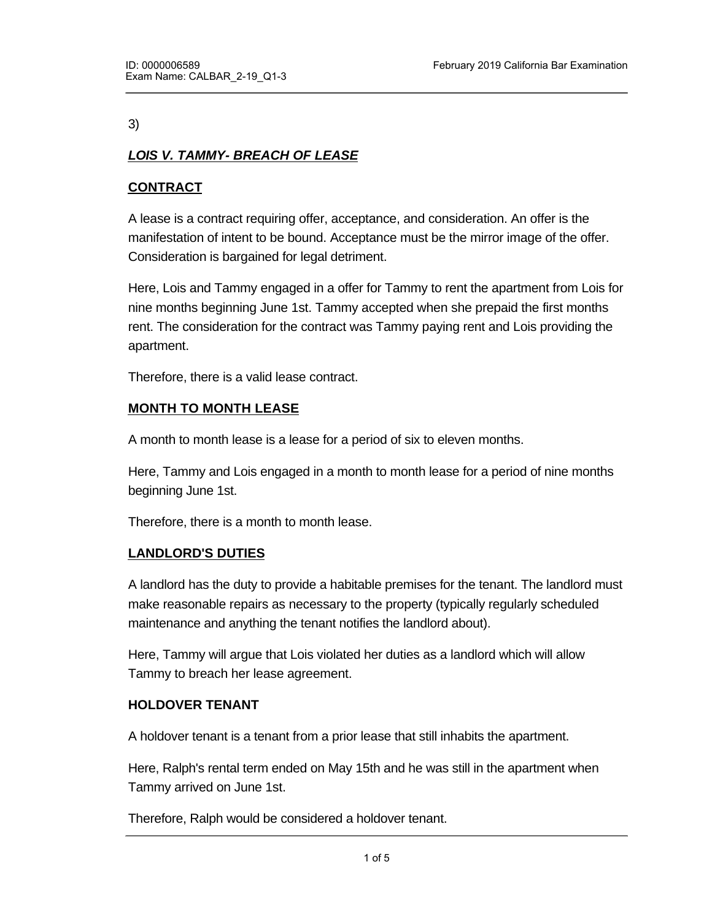3)

***LOIS V. TAMMY- BREACH OF LEASE***

**CONTRACT**

A lease is a contract requiring offer, acceptance, and consideration. An offer is the manifestation of intent to be bound. Acceptance must be the mirror image of the offer. Consideration is bargained for legal detriment.

Here, Lois and Tammy engaged in a offer for Tammy to rent the apartment from Lois for nine months beginning June 1st. Tammy accepted when she prepaid the first months rent. The consideration for the contract was Tammy paying rent and Lois providing the apartment.

Therefore, there is a valid lease contract.

**MONTH TO MONTH LEASE**

A month to month lease is a lease for a period of six to eleven months.

Here, Tammy and Lois engaged in a month to month lease for a period of nine months beginning June 1st.

Therefore, there is a month to month lease.

**LANDLORD'S DUTIES**

A landlord has the duty to provide a habitable premises for the tenant. The landlord must make reasonable repairs as necessary to the property (typically regularly scheduled maintenance and anything the tenant notifies the landlord about).

Here, Tammy will argue that Lois violated her duties as a landlord which will allow Tammy to breach her lease agreement.

**HOLDOVER TENANT**

A holdover tenant is a tenant from a prior lease that still inhabits the apartment.

Here, Ralph's rental term ended on May 15th and he was still in the apartment when Tammy arrived on June 1st.

Therefore, Ralph would be considered a holdover tenant.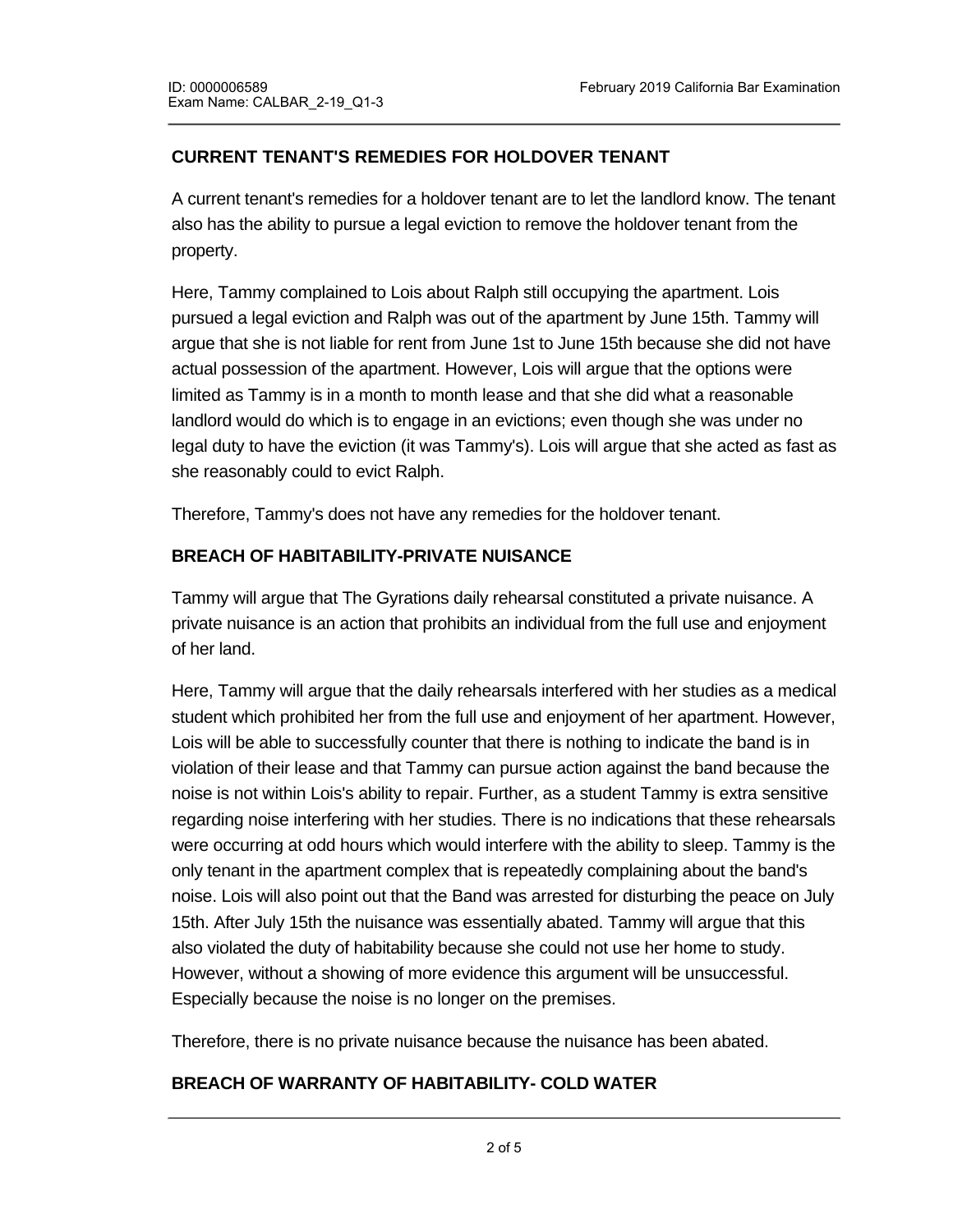## CURRENT TENANT'S REMEDIES FOR HOLDOVER TENANT

A current tenant's remedies for a holdover tenant are to let the landlord know. The tenant also has the ability to pursue a legal eviction to remove the holdover tenant from the property.

Here, Tammy complained to Lois about Ralph still occupying the apartment. Lois pursued a legal eviction and Ralph was out of the apartment by June 15th. Tammy will argue that she is not liable for rent from June 1st to June 15th because she did not have actual possession of the apartment. However, Lois will argue that the options were limited as Tammy is in a month to month lease and that she did what a reasonable landlord would do which is to engage in an evictions; even though she was under no legal duty to have the eviction (it was Tammy's). Lois will argue that she acted as fast as she reasonably could to evict Ralph.

Therefore, Tammy's does not have any remedies for the holdover tenant.

## BREACH OF HABITABILITY-PRIVATE NUISANCE

Tammy will argue that The Gyrations daily rehearsal constituted a private nuisance. A private nuisance is an action that prohibits an individual from the full use and enjoyment of her land.

Here, Tammy will argue that the daily rehearsals interfered with her studies as a medical student which prohibited her from the full use and enjoyment of her apartment. However, Lois will be able to successfully counter that there is nothing to indicate the band is in violation of their lease and that Tammy can pursue action against the band because the noise is not within Lois's ability to repair. Further, as a student Tammy is extra sensitive regarding noise interfering with her studies. There is no indications that these rehearsals were occurring at odd hours which would interfere with the ability to sleep. Tammy is the only tenant in the apartment complex that is repeatedly complaining about the band's noise. Lois will also point out that the Band was arrested for disturbing the peace on July 15th. After July 15th the nuisance was essentially abated. Tammy will argue that this also violated the duty of habitability because she could not use her home to study. However, without a showing of more evidence this argument will be unsuccessful. Especially because the noise is no longer on the premises.

Therefore, there is no private nuisance because the nuisance has been abated.

## BREACH OF WARRANTY OF HABITABILITY- COLD WATER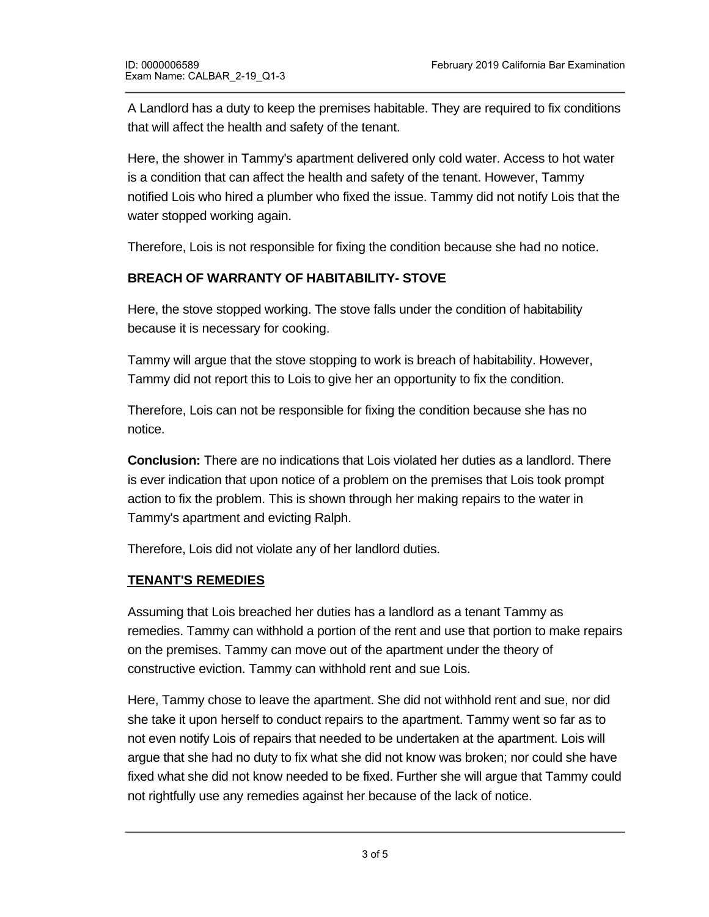A Landlord has a duty to keep the premises habitable. They are required to fix conditions that will affect the health and safety of the tenant.

Here, the shower in Tammy's apartment delivered only cold water. Access to hot water is a condition that can affect the health and safety of the tenant. However, Tammy notified Lois who hired a plumber who fixed the issue. Tammy did not notify Lois that the water stopped working again.

Therefore, Lois is not responsible for fixing the condition because she had no notice.

**BREACH OF WARRANTY OF HABITABILITY- STOVE**

Here, the stove stopped working. The stove falls under the condition of habitability because it is necessary for cooking.

Tammy will argue that the stove stopping to work is breach of habitability. However, Tammy did not report this to Lois to give her an opportunity to fix the condition.

Therefore, Lois can not be responsible for fixing the condition because she has no notice.

**Conclusion:** There are no indications that Lois violated her duties as a landlord. There is ever indication that upon notice of a problem on the premises that Lois took prompt action to fix the problem. This is shown through her making repairs to the water in Tammy's apartment and evicting Ralph.

Therefore, Lois did not violate any of her landlord duties.

**<u>TENANT'S REMEDIES</u>**

Assuming that Lois breached her duties has a landlord as a tenant Tammy as remedies. Tammy can withhold a portion of the rent and use that portion to make repairs on the premises. Tammy can move out of the apartment under the theory of constructive eviction. Tammy can withhold rent and sue Lois.

Here, Tammy chose to leave the apartment. She did not withhold rent and sue, nor did she take it upon herself to conduct repairs to the apartment. Tammy went so far as to not even notify Lois of repairs that needed to be undertaken at the apartment. Lois will argue that she had no duty to fix what she did not know was broken; nor could she have fixed what she did not know needed to be fixed. Further she will argue that Tammy could not rightfully use any remedies against her because of the lack of notice.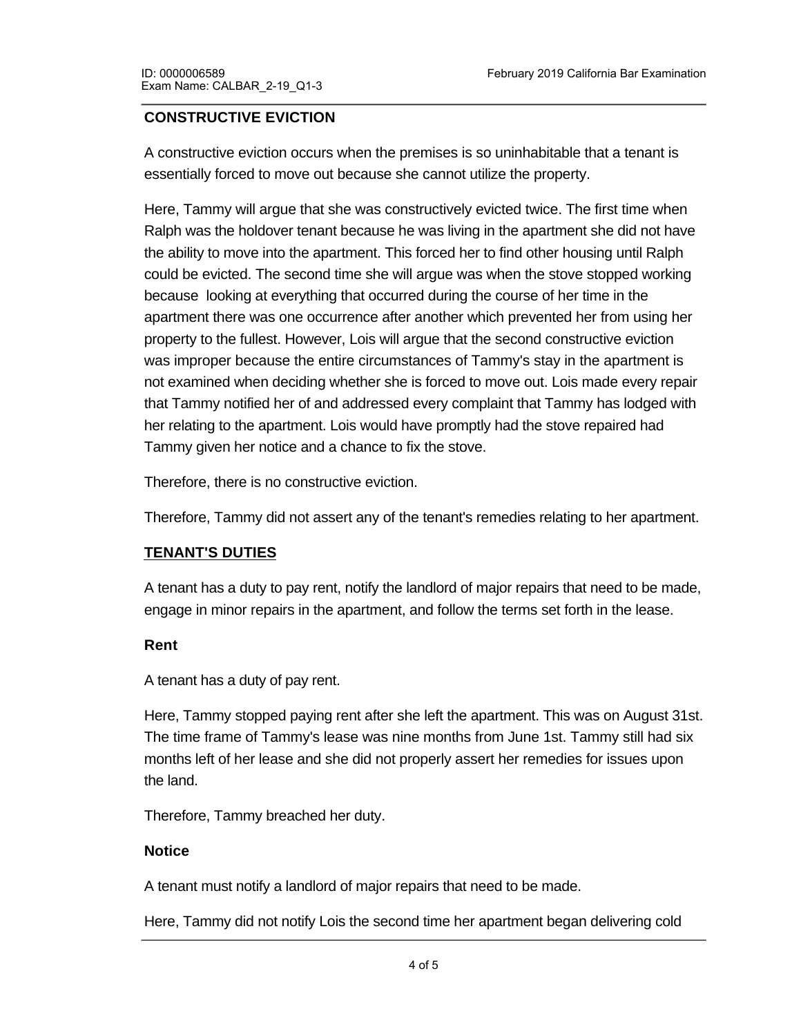## CONSTRUCTIVE EVICTION

A constructive eviction occurs when the premises is so uninhabitable that a tenant is essentially forced to move out because she cannot utilize the property.

Here, Tammy will argue that she was constructively evicted twice. The first time when Ralph was the holdover tenant because he was living in the apartment she did not have the ability to move into the apartment. This forced her to find other housing until Ralph could be evicted. The second time she will argue was when the stove stopped working because looking at everything that occurred during the course of her time in the apartment there was one occurrence after another which prevented her from using her property to the fullest. However, Lois will argue that the second constructive eviction was improper because the entire circumstances of Tammy's stay in the apartment is not examined when deciding whether she is forced to move out. Lois made every repair that Tammy notified her of and addressed every complaint that Tammy has lodged with her relating to the apartment. Lois would have promptly had the stove repaired had Tammy given her notice and a chance to fix the stove.

Therefore, there is no constructive eviction.

Therefore, Tammy did not assert any of the tenant's remedies relating to her apartment.

## TENANT'S DUTIES

A tenant has a duty to pay rent, notify the landlord of major repairs that need to be made, engage in minor repairs in the apartment, and follow the terms set forth in the lease.

### Rent

A tenant has a duty of pay rent.

Here, Tammy stopped paying rent after she left the apartment. This was on August 31st. The time frame of Tammy's lease was nine months from June 1st. Tammy still had six months left of her lease and she did not properly assert her remedies for issues upon the land.

Therefore, Tammy breached her duty.

### Notice

A tenant must notify a landlord of major repairs that need to be made.

Here, Tammy did not notify Lois the second time her apartment began delivering cold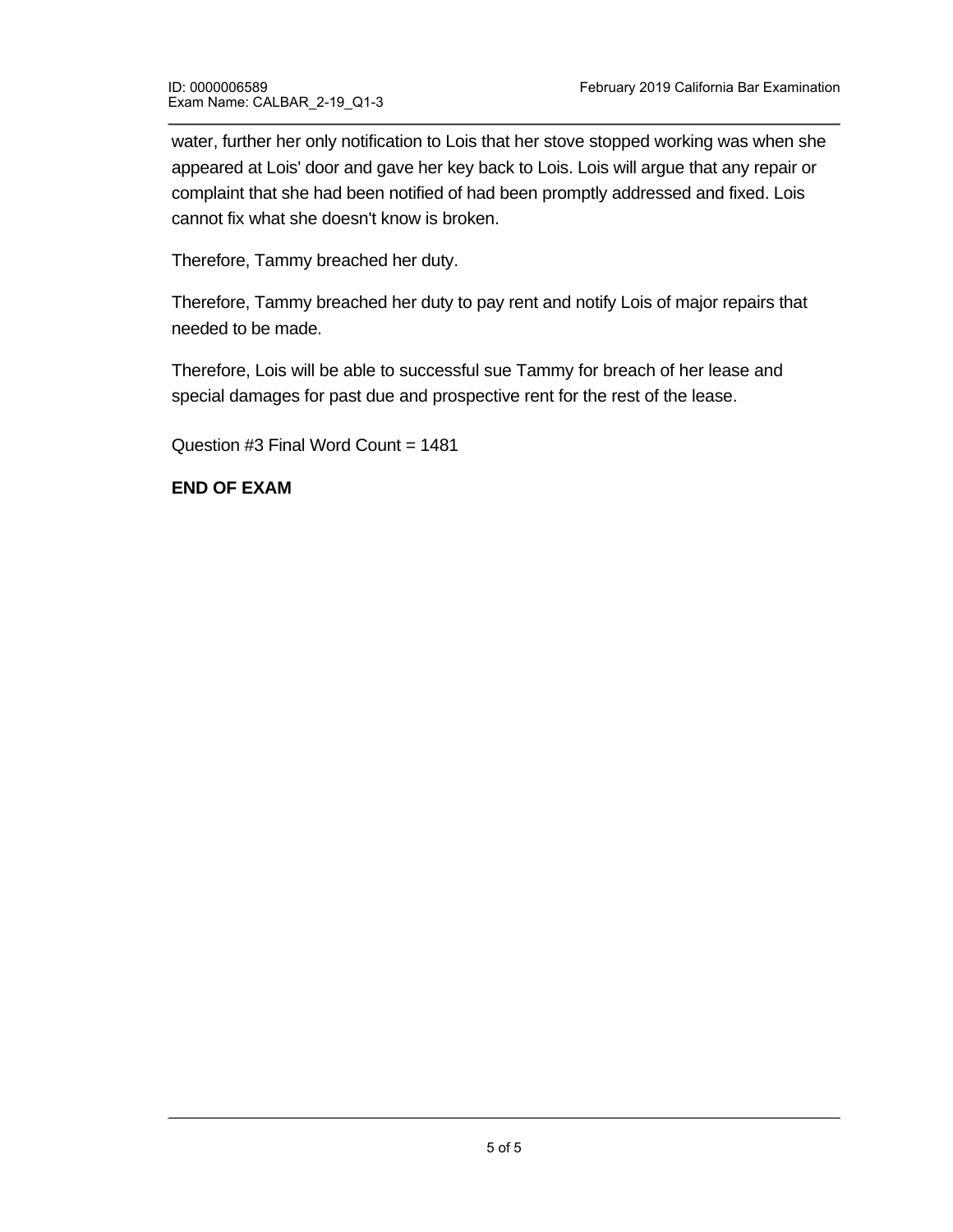water, further her only notification to Lois that her stove stopped working was when she appeared at Lois' door and gave her key back to Lois. Lois will argue that any repair or complaint that she had been notified of had been promptly addressed and fixed. Lois cannot fix what she doesn't know is broken.

Therefore, Tammy breached her duty.

Therefore, Tammy breached her duty to pay rent and notify Lois of major repairs that needed to be made.

Therefore, Lois will be able to successful sue Tammy for breach of her lease and special damages for past due and prospective rent for the rest of the lease.

Question #3 Final Word Count = 1481

**END OF EXAM**